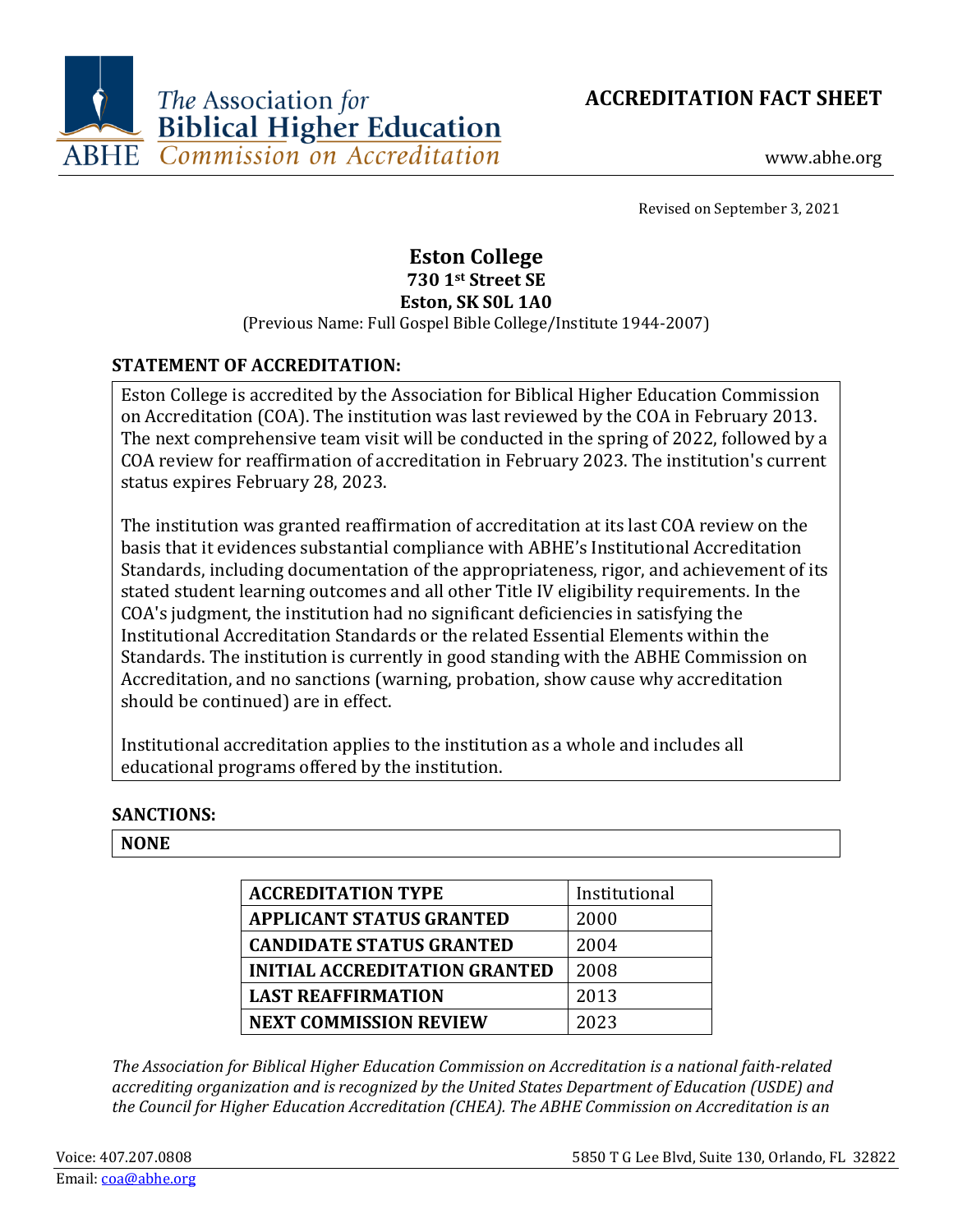The Association for Biblical Higher Education
ABHE Commission on Accreditation

**ACCREDITATION FACT SHEET**

www.abhe.org

Revised on September 3, 2021

# Eston College
### 730 1st Street SE
### Eston, SK S0L 1A0

(Previous Name: Full Gospel Bible College/Institute 1944-2007)

## STATEMENT OF ACCREDITATION:

Eston College is accredited by the Association for Biblical Higher Education Commission on Accreditation (COA). The institution was last reviewed by the COA in February 2013. The next comprehensive team visit will be conducted in the spring of 2022, followed by a COA review for reaffirmation of accreditation in February 2023. The institution's current status expires February 28, 2023.

The institution was granted reaffirmation of accreditation at its last COA review on the basis that it evidences substantial compliance with ABHE's Institutional Accreditation Standards, including documentation of the appropriateness, rigor, and achievement of its stated student learning outcomes and all other Title IV eligibility requirements. In the COA's judgment, the institution had no significant deficiencies in satisfying the Institutional Accreditation Standards or the related Essential Elements within the Standards. The institution is currently in good standing with the ABHE Commission on Accreditation, and no sanctions (warning, probation, show cause why accreditation should be continued) are in effect.

Institutional accreditation applies to the institution as a whole and includes all educational programs offered by the institution.

## SANCTIONS:

**NONE**

| **ACCREDITATION TYPE** | Institutional |
|---|---|
| **APPLICANT STATUS GRANTED** | 2000 |
| **CANDIDATE STATUS GRANTED** | 2004 |
| **INITIAL ACCREDITATION GRANTED** | 2008 |
| **LAST REAFFIRMATION** | 2013 |
| **NEXT COMMISSION REVIEW** | 2023 |

*The Association for Biblical Higher Education Commission on Accreditation is a national faith-related accrediting organization and is recognized by the United States Department of Education (USDE) and the Council for Higher Education Accreditation (CHEA). The ABHE Commission on Accreditation is an*

Voice: 407.207.0808
Email: coa@abhe.org

5850 T G Lee Blvd, Suite 130, Orlando, FL 32822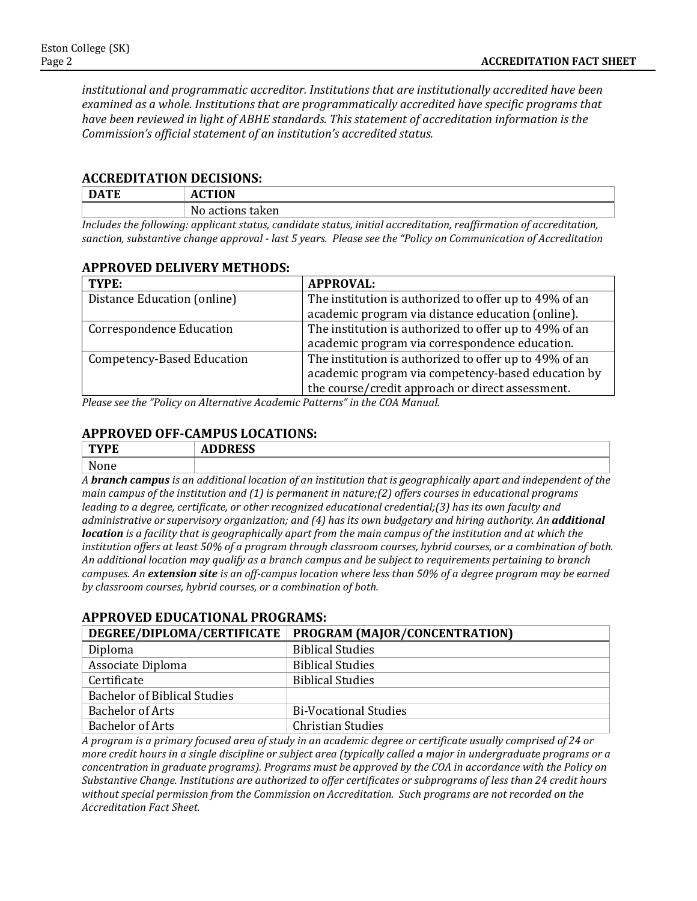*institutional and programmatic accreditor. Institutions that are institutionally accredited have been examined as a whole. Institutions that are programmatically accredited have specific programs that have been reviewed in light of ABHE standards. This statement of accreditation information is the Commission's official statement of an institution's accredited status.*

## ACCREDITATION DECISIONS:

| DATE | ACTION |
|---|---|
| | No actions taken |

*Includes the following: applicant status, candidate status, initial accreditation, reaffirmation of accreditation, sanction, substantive change approval - last 5 years. Please see the "Policy on Communication of Accreditation*

## APPROVED DELIVERY METHODS:

| TYPE: | APPROVAL: |
|---|---|
| Distance Education (online) | The institution is authorized to offer up to 49% of an academic program via distance education (online). |
| Correspondence Education | The institution is authorized to offer up to 49% of an academic program via correspondence education. |
| Competency-Based Education | The institution is authorized to offer up to 49% of an academic program via competency-based education by the course/credit approach or direct assessment. |

*Please see the "Policy on Alternative Academic Patterns" in the COA Manual.*

## APPROVED OFF-CAMPUS LOCATIONS:

| TYPE | ADDRESS |
|---|---|
| None | |

*A **branch campus** is an additional location of an institution that is geographically apart and independent of the main campus of the institution and (1) is permanent in nature;(2) offers courses in educational programs leading to a degree, certificate, or other recognized educational credential;(3) has its own faculty and administrative or supervisory organization; and (4) has its own budgetary and hiring authority. An **additional location** is a facility that is geographically apart from the main campus of the institution and at which the institution offers at least 50% of a program through classroom courses, hybrid courses, or a combination of both. An additional location may qualify as a branch campus and be subject to requirements pertaining to branch campuses. An **extension site** is an off-campus location where less than 50% of a degree program may be earned by classroom courses, hybrid courses, or a combination of both.*

## APPROVED EDUCATIONAL PROGRAMS:

| DEGREE/DIPLOMA/CERTIFICATE | PROGRAM (MAJOR/CONCENTRATION) |
|---|---|
| Diploma | Biblical Studies |
| Associate Diploma | Biblical Studies |
| Certificate | Biblical Studies |
| Bachelor of Biblical Studies | |
| Bachelor of Arts | Bi-Vocational Studies |
| Bachelor of Arts | Christian Studies |

*A program is a primary focused area of study in an academic degree or certificate usually comprised of 24 or more credit hours in a single discipline or subject area (typically called a major in undergraduate programs or a concentration in graduate programs). Programs must be approved by the COA in accordance with the Policy on Substantive Change. Institutions are authorized to offer certificates or subprograms of less than 24 credit hours without special permission from the Commission on Accreditation. Such programs are not recorded on the Accreditation Fact Sheet.*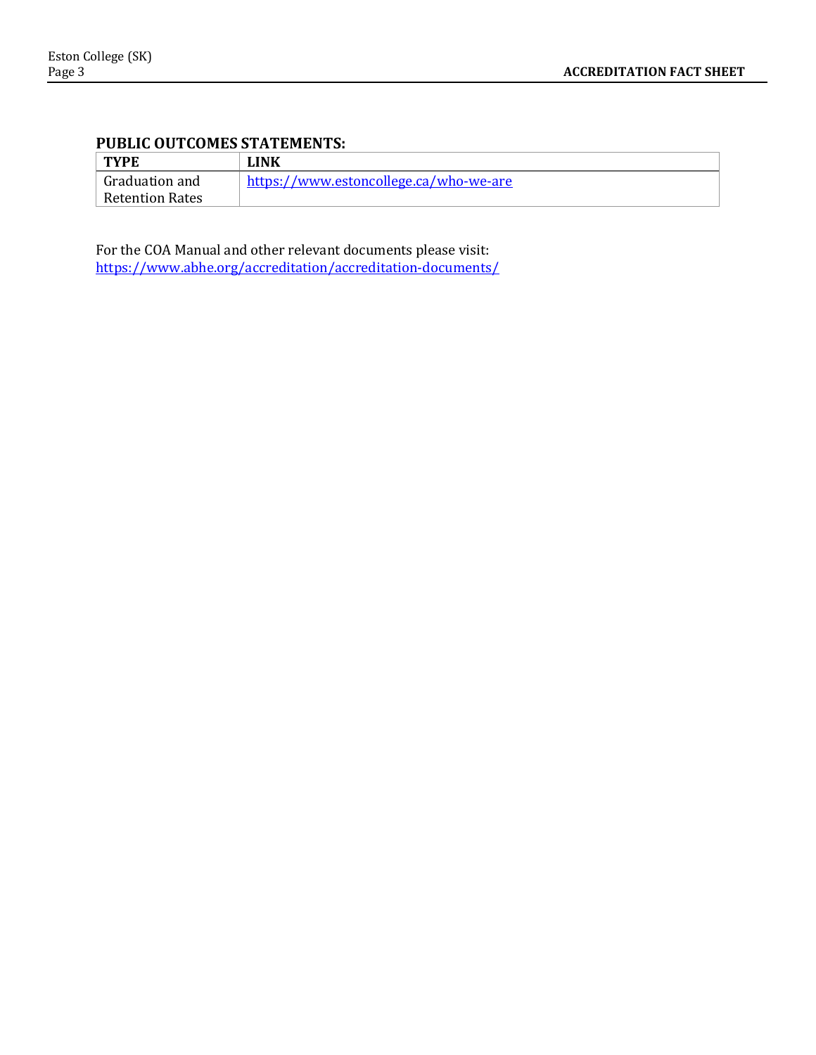## PUBLIC OUTCOMES STATEMENTS:

| TYPE | LINK |
| --- | --- |
| Graduation and Retention Rates | https://www.estoncollege.ca/who-we-are |

For the COA Manual and other relevant documents please visit:
https://www.abhe.org/accreditation/accreditation-documents/